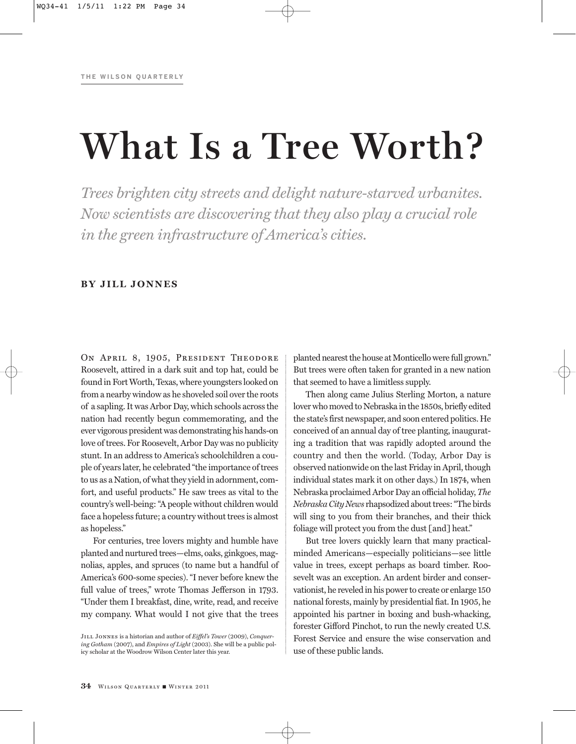# What Is a Tree Worth?

*Trees brighten city streets and delight nature-starved urbanites. Now scientists are discovering that they also play a crucial role in the green infrastructure of America's cities.*

**BY JILL JONNES**

On April 8, 1905, President Theodore Roosevelt, attired in a dark suit and top hat, could be found in Fort Worth, Texas, where youngsters looked on from a nearby window as he shoveled soil over the roots of a sapling. It was Arbor Day, which schools across the nation had recently begun commemorating, and the ever vigorous president was demonstrating his hands-on love of trees. For Roosevelt, Arbor Day was no publicity stunt. In an address to America's schoolchildren a couple of years later, he celebrated "the importance of trees to us as a Nation, of what they yield in adornment, comfort, and useful products." He saw trees as vital to the country's well-being: "A people without children would face a hopeless future; a country without trees is almost as hopeless."

For centuries, tree lovers mighty and humble have planted and nurtured trees—elms, oaks, ginkgoes, magnolias, apples, and spruces (to name but a handful of America's 600-some species). "I never before knew the full value of trees," wrote Thomas Jefferson in 1793. "Under them I breakfast, dine, write, read, and receive my company. What would I not give that the trees planted nearest the house at Monticello were full grown." But trees were often taken for granted in a new nation that seemed to have a limitless supply.

Then along came Julius Sterling Morton, a nature lover who moved to Nebraska in the 1850s, briefly edited the state's first newspaper, and soon entered politics. He conceived of an annual day of tree planting, inaugurating a tradition that was rapidly adopted around the country and then the world. (Today, Arbor Day is observed nationwide on the last Friday in April, though individual states mark it on other days.) In 1874, when Nebraska proclaimed Arbor Day an official holiday, *The Nebraska City News* rhapsodized about trees: "The birds will sing to you from their branches, and their thick foliage will protect you from the dust [and] heat."

But tree lovers quickly learn that many practical-minded Americans—especially politicians—see little value in trees, except perhaps as board timber. Roosevelt was an exception. An ardent birder and conservationist, he reveled in his power to create or enlarge 150 national forests, mainly by presidential fiat. In 1905, he appointed his partner in boxing and bush-whacking, forester Gifford Pinchot, to run the newly created U.S. Forest Service and ensure the wise conservation and use of these public lands.

Jill Jonnes is a historian and author of *Eiffel's Tower* (2009), *Conquering Gotham* (2007), and *Empires of Light* (2003). She will be a public policy scholar at the Woodrow Wilson Center later this year.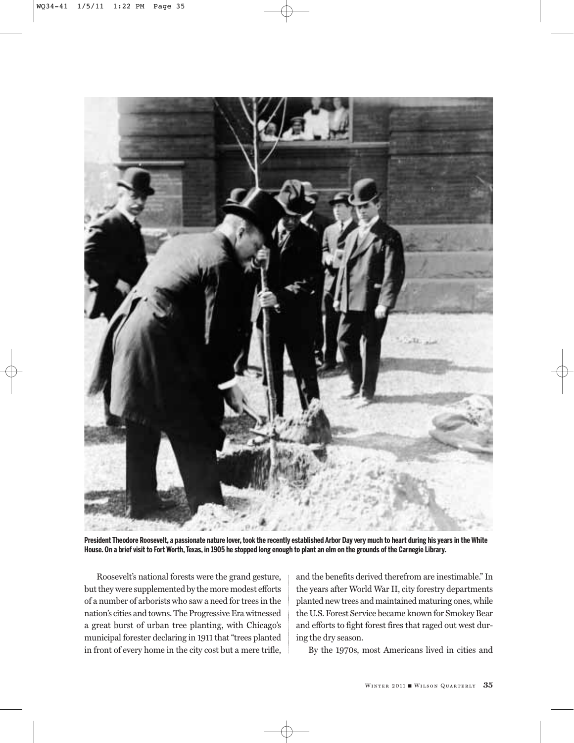**President Theodore Roosevelt, a passionate nature lover, took the recently established Arbor Day very much to heart during his years in the White House. On a brief visit to Fort Worth, Texas, in 1905 he stopped long enough to plant an elm on the grounds of the Carnegie Library.**

Roosevelt's national forests were the grand gesture, but they were supplemented by the more modest efforts of a number of arborists who saw a need for trees in the nation's cities and towns. The Progressive Era witnessed a great burst of urban tree planting, with Chicago's municipal forester declaring in 1911 that "trees planted in front of every home in the city cost but a mere trifle, and the benefits derived therefrom are inestimable." In the years after World War II, city forestry departments planted new trees and maintained maturing ones, while the U.S. Forest Service became known for Smokey Bear and efforts to fight forest fires that raged out west during the dry season.

By the 1970s, most Americans lived in cities and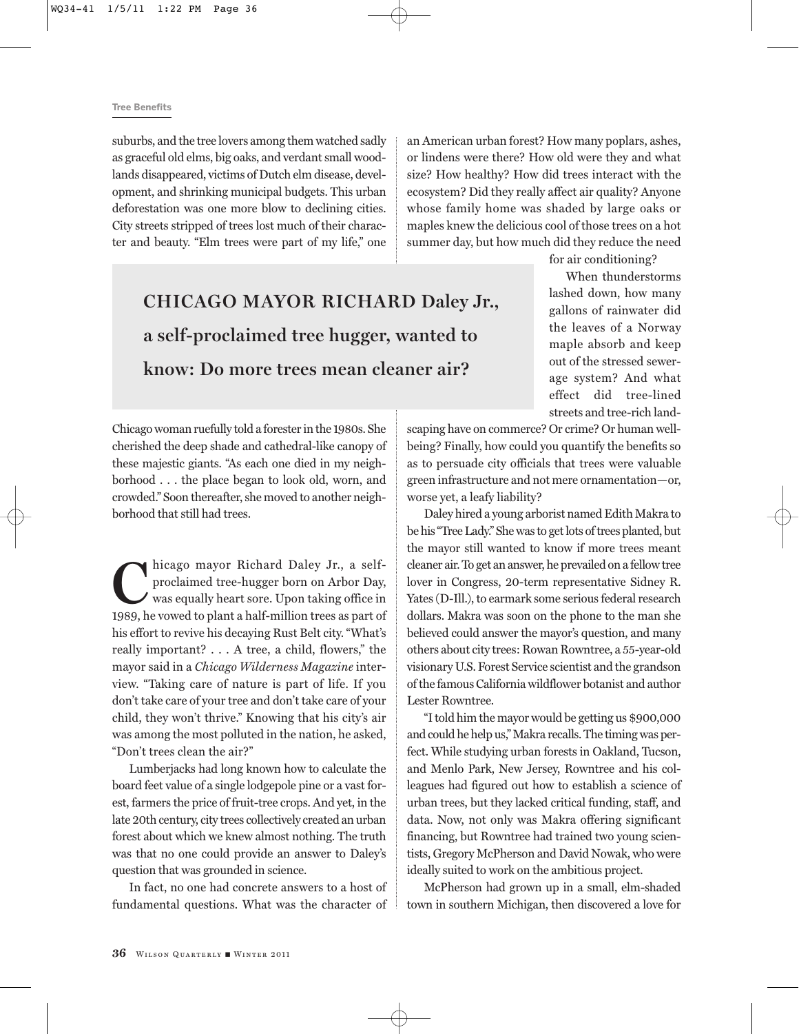suburbs, and the tree lovers among them watched sadly as graceful old elms, big oaks, and verdant small woodlands disappeared, victims of Dutch elm disease, development, and shrinking municipal budgets. This urban deforestation was one more blow to declining cities. City streets stripped of trees lost much of their character and beauty. "Elm trees were part of my life," one Chicago woman ruefully told a forester in the 1980s. She cherished the deep shade and cathedral-like canopy of these majestic giants. "As each one died in my neighborhood . . . the place began to look old, worn, and crowded." Soon thereafter, she moved to another neighborhood that still had trees.

> **CHICAGO MAYOR RICHARD Daley Jr., a self-proclaimed tree hugger, wanted to know: Do more trees mean cleaner air?**

Chicago mayor Richard Daley Jr., a self-proclaimed tree-hugger born on Arbor Day, was equally heart sore. Upon taking office in 1989, he vowed to plant a half-million trees as part of his effort to revive his decaying Rust Belt city. "What's really important? . . . A tree, a child, flowers," the mayor said in a *Chicago Wilderness Magazine* interview. "Taking care of nature is part of life. If you don't take care of your tree and don't take care of your child, they won't thrive." Knowing that his city's air was among the most polluted in the nation, he asked, "Don't trees clean the air?"

Lumberjacks had long known how to calculate the board feet value of a single lodgepole pine or a vast forest, farmers the price of fruit-tree crops. And yet, in the late 20th century, city trees collectively created an urban forest about which we knew almost nothing. The truth was that no one could provide an answer to Daley's question that was grounded in science.

In fact, no one had concrete answers to a host of fundamental questions. What was the character of an American urban forest? How many poplars, ashes, or lindens were there? How old were they and what size? How healthy? How did trees interact with the ecosystem? Did they really affect air quality? Anyone whose family home was shaded by large oaks or maples knew the delicious cool of those trees on a hot summer day, but how much did they reduce the need for air conditioning?

When thunderstorms lashed down, how many gallons of rainwater did the leaves of a Norway maple absorb and keep out of the stressed sewerage system? And what effect did tree-lined streets and tree-rich landscaping have on commerce? Or crime? Or human wellbeing? Finally, how could you quantify the benefits so as to persuade city officials that trees were valuable green infrastructure and not mere ornamentation—or, worse yet, a leafy liability?

Daley hired a young arborist named Edith Makra to be his "Tree Lady." She was to get lots of trees planted, but the mayor still wanted to know if more trees meant cleaner air. To get an answer, he prevailed on a fellow tree lover in Congress, 20-term representative Sidney R. Yates (D-Ill.), to earmark some serious federal research dollars. Makra was soon on the phone to the man she believed could answer the mayor's question, and many others about city trees: Rowan Rowntree, a 55-year-old visionary U.S. Forest Service scientist and the grandson of the famous California wildflower botanist and author Lester Rowntree.

"I told him the mayor would be getting us $900,000 and could he help us," Makra recalls. The timing was perfect. While studying urban forests in Oakland, Tucson, and Menlo Park, New Jersey, Rowntree and his colleagues had figured out how to establish a science of urban trees, but they lacked critical funding, staff, and data. Now, not only was Makra offering significant financing, but Rowntree had trained two young scientists, Gregory McPherson and David Nowak, who were ideally suited to work on the ambitious project.

McPherson had grown up in a small, elm-shaded town in southern Michigan, then discovered a love for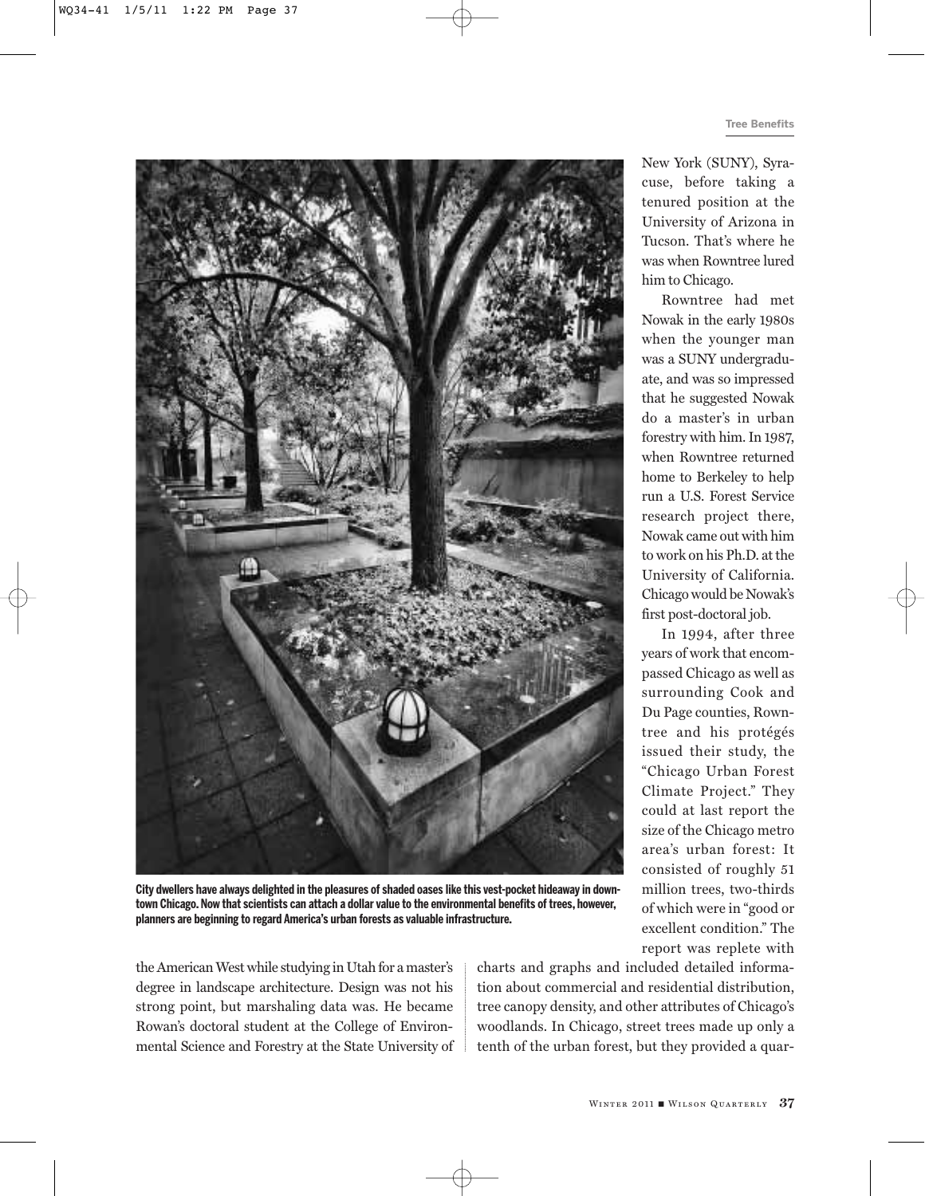New York (SUNY), Syracuse, before taking a tenured position at the University of Arizona in Tucson. That's where he was when Rowntree lured him to Chicago.

Rowntree had met Nowak in the early 1980s when the younger man was a SUNY undergraduate, and was so impressed that he suggested Nowak do a master's in urban forestry with him. In 1987, when Rowntree returned home to Berkeley to help run a U.S. Forest Service research project there, Nowak came out with him to work on his Ph.D. at the University of California. Chicago would be Nowak's first post-doctoral job.

In 1994, after three years of work that encompassed Chicago as well as surrounding Cook and Du Page counties, Rowntree and his protégés issued their study, the "Chicago Urban Forest Climate Project." They could at last report the size of the Chicago metro area's urban forest: It consisted of roughly 51 million trees, two-thirds of which were in "good or excellent condition." The report was replete with

**City dwellers have always delighted in the pleasures of shaded oases like this vest-pocket hideaway in downtown Chicago. Now that scientists can attach a dollar value to the environmental benefits of trees, however, planners are beginning to regard America's urban forests as valuable infrastructure.**

the American West while studying in Utah for a master's degree in landscape architecture. Design was not his strong point, but marshaling data was. He became Rowan's doctoral student at the College of Environmental Science and Forestry at the State University of

charts and graphs and included detailed information about commercial and residential distribution, tree canopy density, and other attributes of Chicago's woodlands. In Chicago, street trees made up only a tenth of the urban forest, but they provided a quar-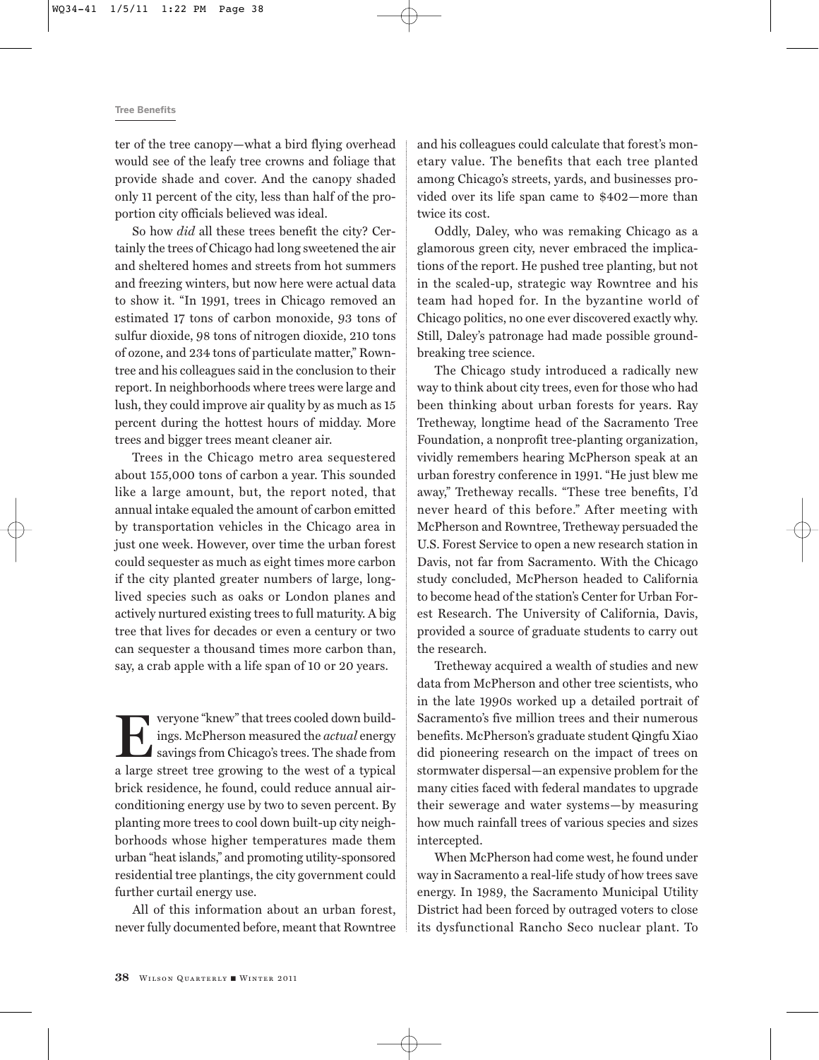ter of the tree canopy—what a bird flying overhead would see of the leafy tree crowns and foliage that provide shade and cover. And the canopy shaded only 11 percent of the city, less than half of the proportion city officials believed was ideal.

So how *did* all these trees benefit the city? Certainly the trees of Chicago had long sweetened the air and sheltered homes and streets from hot summers and freezing winters, but now here were actual data to show it. "In 1991, trees in Chicago removed an estimated 17 tons of carbon monoxide, 93 tons of sulfur dioxide, 98 tons of nitrogen dioxide, 210 tons of ozone, and 234 tons of particulate matter," Rowntree and his colleagues said in the conclusion to their report. In neighborhoods where trees were large and lush, they could improve air quality by as much as 15 percent during the hottest hours of midday. More trees and bigger trees meant cleaner air.

Trees in the Chicago metro area sequestered about 155,000 tons of carbon a year. This sounded like a large amount, but, the report noted, that annual intake equaled the amount of carbon emitted by transportation vehicles in the Chicago area in just one week. However, over time the urban forest could sequester as much as eight times more carbon if the city planted greater numbers of large, long-lived species such as oaks or London planes and actively nurtured existing trees to full maturity. A big tree that lives for decades or even a century or two can sequester a thousand times more carbon than, say, a crab apple with a life span of 10 or 20 years.

Everyone "knew" that trees cooled down buildings. McPherson measured the *actual* energy savings from Chicago's trees. The shade from a large street tree growing to the west of a typical brick residence, he found, could reduce annual air-conditioning energy use by two to seven percent. By planting more trees to cool down built-up city neighborhoods whose higher temperatures made them urban "heat islands," and promoting utility-sponsored residential tree plantings, the city government could further curtail energy use.

All of this information about an urban forest, never fully documented before, meant that Rowntree and his colleagues could calculate that forest's monetary value. The benefits that each tree planted among Chicago's streets, yards, and businesses provided over its life span came to $402—more than twice its cost.

Oddly, Daley, who was remaking Chicago as a glamorous green city, never embraced the implications of the report. He pushed tree planting, but not in the scaled-up, strategic way Rowntree and his team had hoped for. In the byzantine world of Chicago politics, no one ever discovered exactly why. Still, Daley's patronage had made possible groundbreaking tree science.

The Chicago study introduced a radically new way to think about city trees, even for those who had been thinking about urban forests for years. Ray Tretheway, longtime head of the Sacramento Tree Foundation, a nonprofit tree-planting organization, vividly remembers hearing McPherson speak at an urban forestry conference in 1991. "He just blew me away," Tretheway recalls. "These tree benefits, I'd never heard of this before." After meeting with McPherson and Rowntree, Tretheway persuaded the U.S. Forest Service to open a new research station in Davis, not far from Sacramento. With the Chicago study concluded, McPherson headed to California to become head of the station's Center for Urban Forest Research. The University of California, Davis, provided a source of graduate students to carry out the research.

Tretheway acquired a wealth of studies and new data from McPherson and other tree scientists, who in the late 1990s worked up a detailed portrait of Sacramento's five million trees and their numerous benefits. McPherson's graduate student Qingfu Xiao did pioneering research on the impact of trees on stormwater dispersal—an expensive problem for the many cities faced with federal mandates to upgrade their sewerage and water systems—by measuring how much rainfall trees of various species and sizes intercepted.

When McPherson had come west, he found under way in Sacramento a real-life study of how trees save energy. In 1989, the Sacramento Municipal Utility District had been forced by outraged voters to close its dysfunctional Rancho Seco nuclear plant. To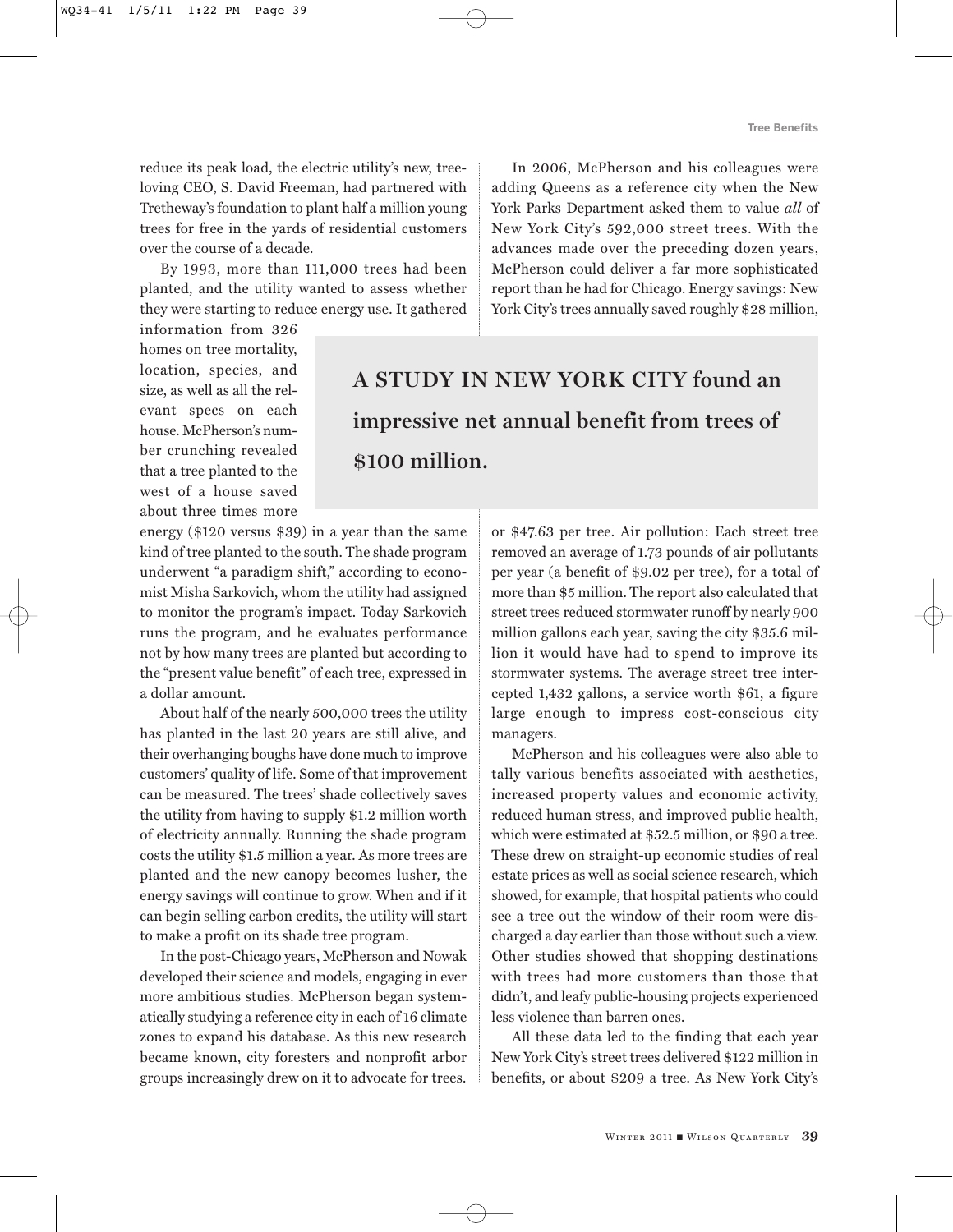reduce its peak load, the electric utility's new, tree-loving CEO, S. David Freeman, had partnered with Tretheway's foundation to plant half a million young trees for free in the yards of residential customers over the course of a decade.

By 1993, more than 111,000 trees had been planted, and the utility wanted to assess whether they were starting to reduce energy use. It gathered information from 326 homes on tree mortality, location, species, and size, as well as all the relevant specs on each house. McPherson's number crunching revealed that a tree planted to the west of a house saved about three times more energy ($120 versus $39) in a year than the same kind of tree planted to the south. The shade program underwent "a paradigm shift," according to economist Misha Sarkovich, whom the utility had assigned to monitor the program's impact. Today Sarkovich runs the program, and he evaluates performance not by how many trees are planted but according to the "present value benefit" of each tree, expressed in a dollar amount.

About half of the nearly 500,000 trees the utility has planted in the last 20 years are still alive, and their overhanging boughs have done much to improve customers' quality of life. Some of that improvement can be measured. The trees' shade collectively saves the utility from having to supply $1.2 million worth of electricity annually. Running the shade program costs the utility $1.5 million a year. As more trees are planted and the new canopy becomes lusher, the energy savings will continue to grow. When and if it can begin selling carbon credits, the utility will start to make a profit on its shade tree program.

In the post-Chicago years, McPherson and Nowak developed their science and models, engaging in ever more ambitious studies. McPherson began systematically studying a reference city in each of 16 climate zones to expand his database. As this new research became known, city foresters and nonprofit arbor groups increasingly drew on it to advocate for trees.

In 2006, McPherson and his colleagues were adding Queens as a reference city when the New York Parks Department asked them to value *all* of New York City's 592,000 street trees. With the advances made over the preceding dozen years, McPherson could deliver a far more sophisticated report than he had for Chicago. Energy savings: New York City's trees annually saved roughly $28 million, or $47.63 per tree. Air pollution: Each street tree removed an average of 1.73 pounds of air pollutants per year (a benefit of $9.02 per tree), for a total of more than $5 million. The report also calculated that street trees reduced stormwater runoff by nearly 900 million gallons each year, saving the city $35.6 million it would have had to spend to improve its stormwater systems. The average street tree intercepted 1,432 gallons, a service worth $61, a figure large enough to impress cost-conscious city managers.

> **A STUDY IN NEW YORK CITY found an impressive net annual benefit from trees of $100 million.**

McPherson and his colleagues were also able to tally various benefits associated with aesthetics, increased property values and economic activity, reduced human stress, and improved public health, which were estimated at $52.5 million, or $90 a tree. These drew on straight-up economic studies of real estate prices as well as social science research, which showed, for example, that hospital patients who could see a tree out the window of their room were discharged a day earlier than those without such a view. Other studies showed that shopping destinations with trees had more customers than those that didn't, and leafy public-housing projects experienced less violence than barren ones.

All these data led to the finding that each year New York City's street trees delivered $122 million in benefits, or about $209 a tree. As New York City's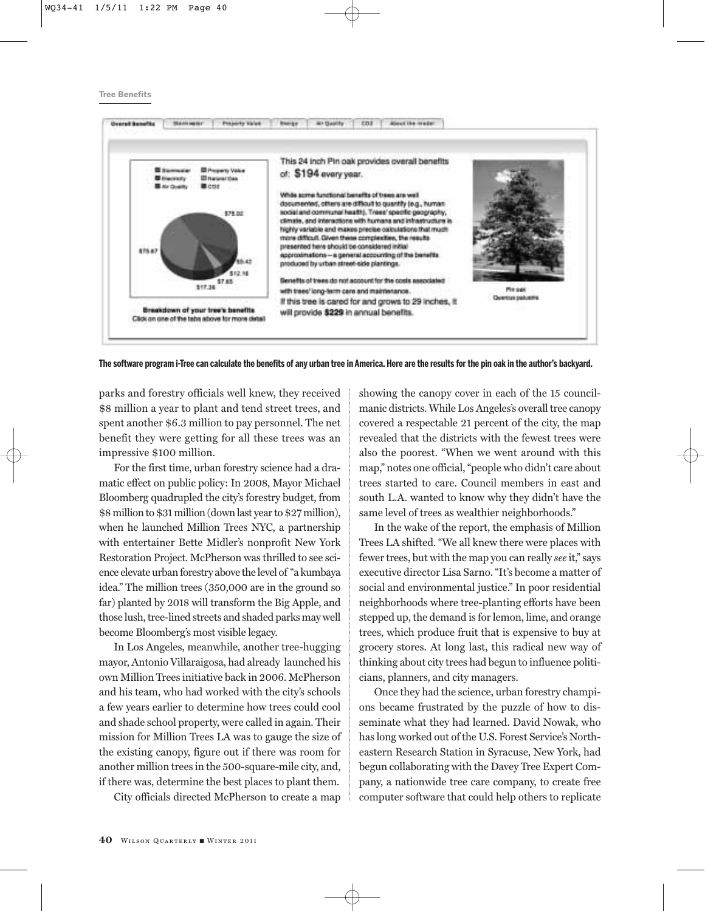The software program i-Tree can calculate the benefits of any urban tree in America. Here are the results for the pin oak in the author's backyard.

parks and forestry officials well knew, they received $8 million a year to plant and tend street trees, and spent another $6.3 million to pay personnel. The net benefit they were getting for all these trees was an impressive $100 million.

For the first time, urban forestry science had a dramatic effect on public policy: In 2008, Mayor Michael Bloomberg quadrupled the city's forestry budget, from $8 million to $31 million (down last year to $27 million), when he launched Million Trees NYC, a partnership with entertainer Bette Midler's nonprofit New York Restoration Project. McPherson was thrilled to see science elevate urban forestry above the level of "a kumbaya idea." The million trees (350,000 are in the ground so far) planted by 2018 will transform the Big Apple, and those lush, tree-lined streets and shaded parks may well become Bloomberg's most visible legacy.

In Los Angeles, meanwhile, another tree-hugging mayor, Antonio Villaraigosa, had already launched his own Million Trees initiative back in 2006. McPherson and his team, who had worked with the city's schools a few years earlier to determine how trees could cool and shade school property, were called in again. Their mission for Million Trees LA was to gauge the size of the existing canopy, figure out if there was room for another million trees in the 500-square-mile city, and, if there was, determine the best places to plant them.

City officials directed McPherson to create a map showing the canopy cover in each of the 15 councilmanic districts. While Los Angeles's overall tree canopy covered a respectable 21 percent of the city, the map revealed that the districts with the fewest trees were also the poorest. "When we went around with this map," notes one official, "people who didn't care about trees started to care. Council members in east and south L.A. wanted to know why they didn't have the same level of trees as wealthier neighborhoods."

In the wake of the report, the emphasis of Million Trees LA shifted. "We all knew there were places with fewer trees, but with the map you can really *see* it," says executive director Lisa Sarno. "It's become a matter of social and environmental justice." In poor residential neighborhoods where tree-planting efforts have been stepped up, the demand is for lemon, lime, and orange trees, which produce fruit that is expensive to buy at grocery stores. At long last, this radical new way of thinking about city trees had begun to influence politicians, planners, and city managers.

Once they had the science, urban forestry champions became frustrated by the puzzle of how to disseminate what they had learned. David Nowak, who has long worked out of the U.S. Forest Service's Northeastern Research Station in Syracuse, New York, had begun collaborating with the Davey Tree Expert Company, a nationwide tree care company, to create free computer software that could help others to replicate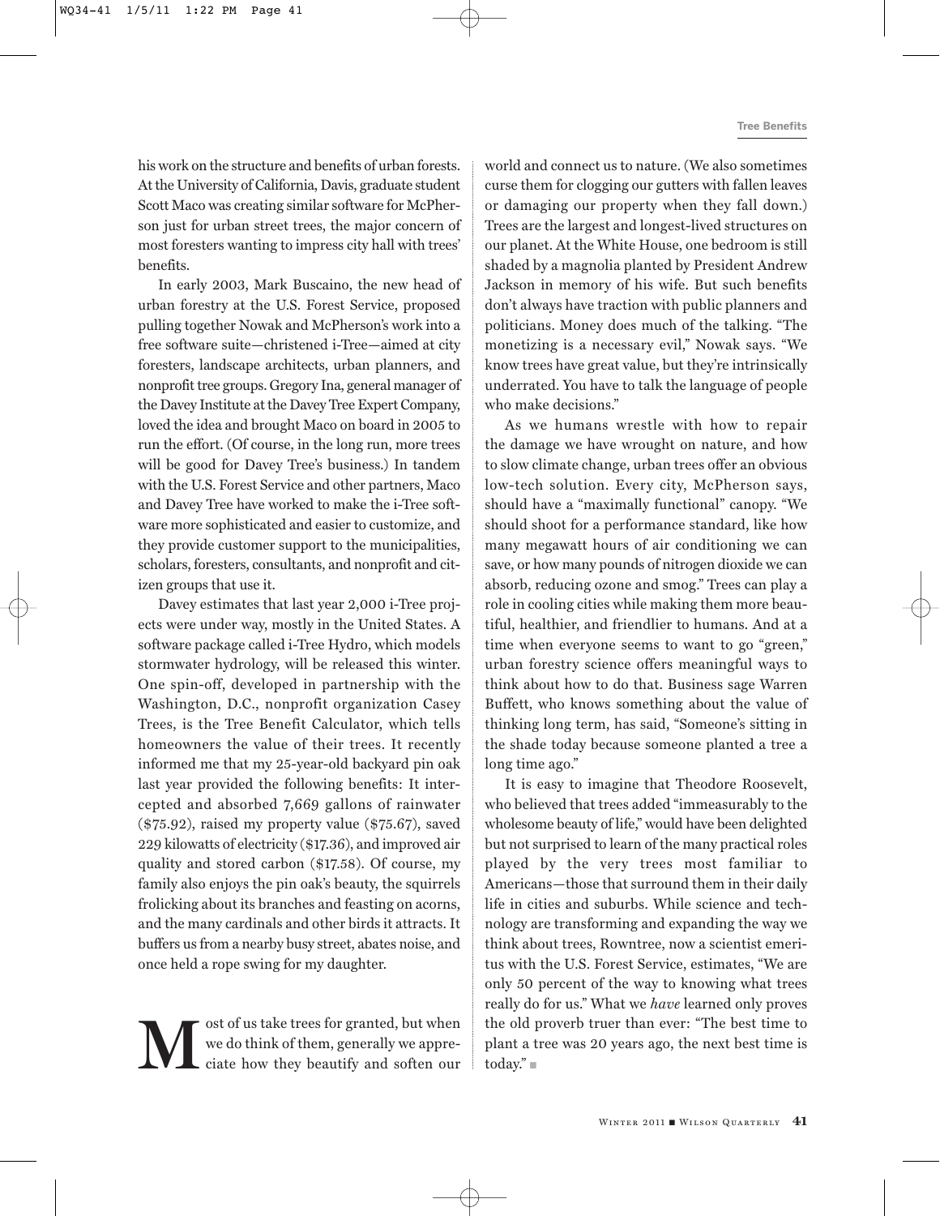his work on the structure and benefits of urban forests. At the University of California, Davis, graduate student Scott Maco was creating similar software for McPherson just for urban street trees, the major concern of most foresters wanting to impress city hall with trees' benefits.

In early 2003, Mark Buscaino, the new head of urban forestry at the U.S. Forest Service, proposed pulling together Nowak and McPherson's work into a free software suite—christened i-Tree—aimed at city foresters, landscape architects, urban planners, and nonprofit tree groups. Gregory Ina, general manager of the Davey Institute at the Davey Tree Expert Company, loved the idea and brought Maco on board in 2005 to run the effort. (Of course, in the long run, more trees will be good for Davey Tree's business.) In tandem with the U.S. Forest Service and other partners, Maco and Davey Tree have worked to make the i-Tree software more sophisticated and easier to customize, and they provide customer support to the municipalities, scholars, foresters, consultants, and nonprofit and citizen groups that use it.

Davey estimates that last year 2,000 i-Tree projects were under way, mostly in the United States. A software package called i-Tree Hydro, which models stormwater hydrology, will be released this winter. One spin-off, developed in partnership with the Washington, D.C., nonprofit organization Casey Trees, is the Tree Benefit Calculator, which tells homeowners the value of their trees. It recently informed me that my 25-year-old backyard pin oak last year provided the following benefits: It intercepted and absorbed 7,669 gallons of rainwater ($75.92), raised my property value ($75.67), saved 229 kilowatts of electricity ($17.36), and improved air quality and stored carbon ($17.58). Of course, my family also enjoys the pin oak's beauty, the squirrels frolicking about its branches and feasting on acorns, and the many cardinals and other birds it attracts. It buffers us from a nearby busy street, abates noise, and once held a rope swing for my daughter.

Most of us take trees for granted, but when we do think of them, generally we appreciate how they beautify and soften our world and connect us to nature. (We also sometimes curse them for clogging our gutters with fallen leaves or damaging our property when they fall down.) Trees are the largest and longest-lived structures on our planet. At the White House, one bedroom is still shaded by a magnolia planted by President Andrew Jackson in memory of his wife. But such benefits don't always have traction with public planners and politicians. Money does much of the talking. "The monetizing is a necessary evil," Nowak says. "We know trees have great value, but they're intrinsically underrated. You have to talk the language of people who make decisions."

As we humans wrestle with how to repair the damage we have wrought on nature, and how to slow climate change, urban trees offer an obvious low-tech solution. Every city, McPherson says, should have a "maximally functional" canopy. "We should shoot for a performance standard, like how many megawatt hours of air conditioning we can save, or how many pounds of nitrogen dioxide we can absorb, reducing ozone and smog." Trees can play a role in cooling cities while making them more beautiful, healthier, and friendlier to humans. And at a time when everyone seems to want to go "green," urban forestry science offers meaningful ways to think about how to do that. Business sage Warren Buffett, who knows something about the value of thinking long term, has said, "Someone's sitting in the shade today because someone planted a tree a long time ago."

It is easy to imagine that Theodore Roosevelt, who believed that trees added "immeasurably to the wholesome beauty of life," would have been delighted but not surprised to learn of the many practical roles played by the very trees most familiar to Americans—those that surround them in their daily life in cities and suburbs. While science and technology are transforming and expanding the way we think about trees, Rowntree, now a scientist emeritus with the U.S. Forest Service, estimates, "We are only 50 percent of the way to knowing what trees really do for us." What we *have* learned only proves the old proverb truer than ever: "The best time to plant a tree was 20 years ago, the next best time is today." ■